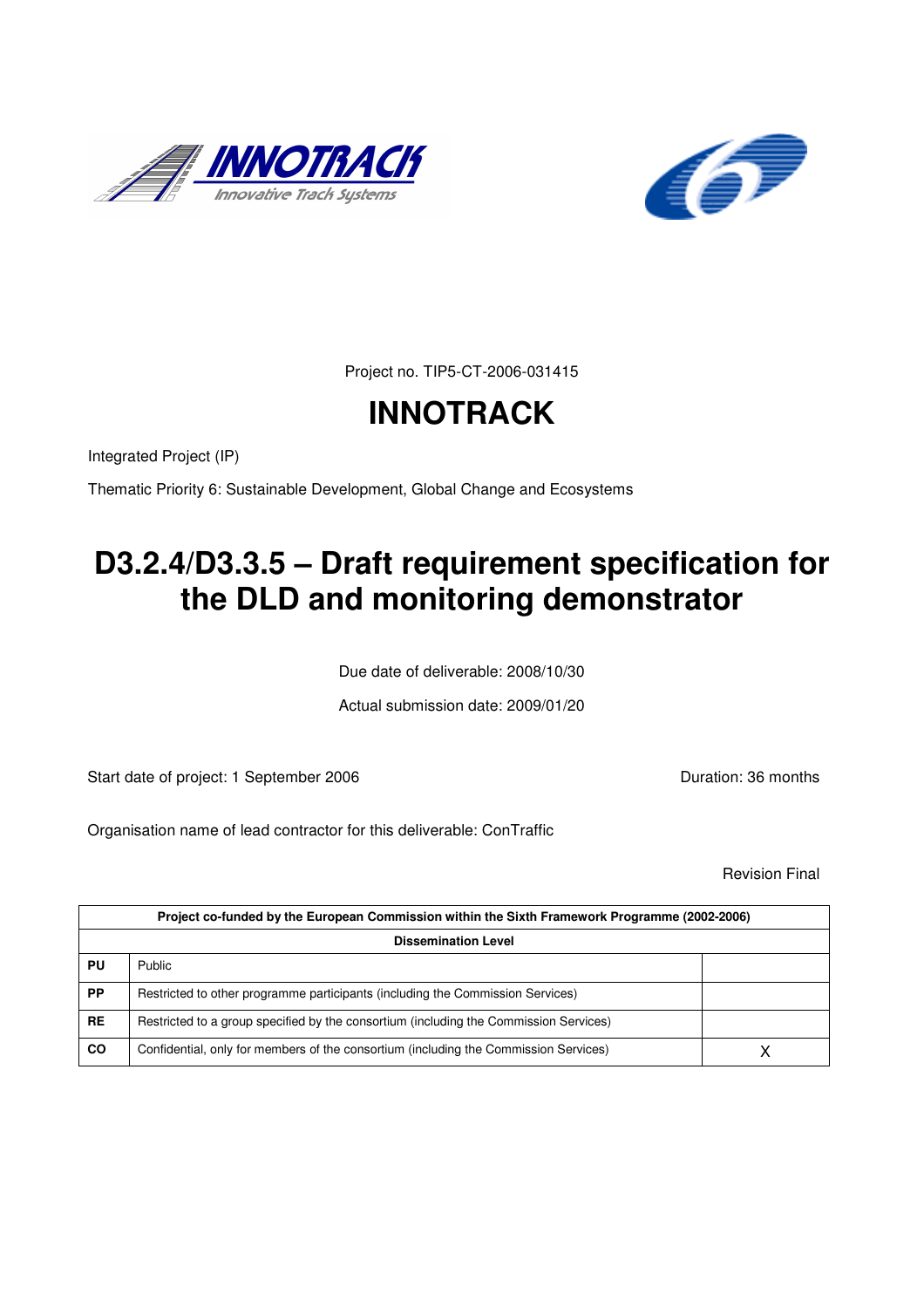Project no. TIP5-CT-2006-031415

# INNOTRACK

Integrated Project (IP)

Thematic Priority 6: Sustainable Development, Global Change and Ecosystems

# D3.2.4/D3.3.5 – Draft requirement specification for the DLD and monitoring demonstrator

Due date of deliverable: 2008/10/30

Actual submission date: 2009/01/20

Start date of project: 1 September 2006

Duration: 36 months

Organisation name of lead contractor for this deliverable: ConTraffic

Revision Final

| Project co-funded by the European Commission within the Sixth Framework Programme (2002-2006) | | |
|---|---|---|
| **Dissemination Level** | | |
| **PU** | Public | |
| **PP** | Restricted to other programme participants (including the Commission Services) | |
| **RE** | Restricted to a group specified by the consortium (including the Commission Services) | |
| **CO** | Confidential, only for members of the consortium (including the Commission Services) | X |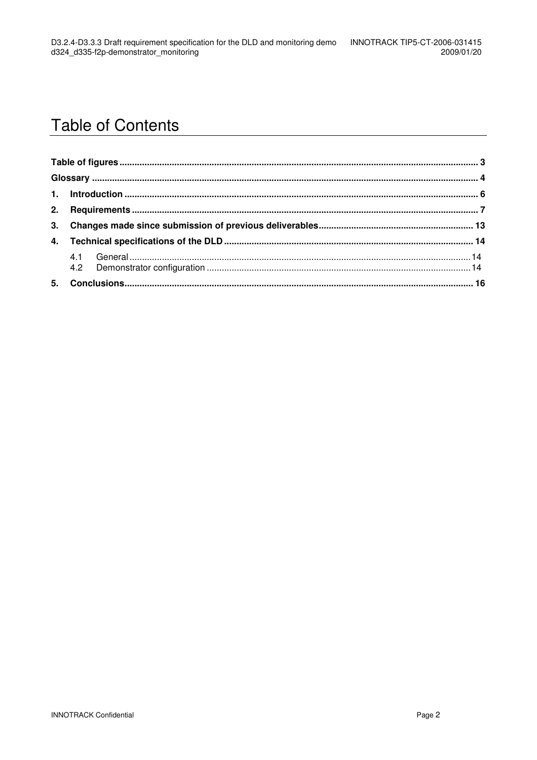# Table of Contents

**Table of figures** ..... **3**

**Glossary** ..... **4**

**1. Introduction** ..... **6**

**2. Requirements** ..... **7**

**3. Changes made since submission of previous deliverables** ..... **13**

**4. Technical specifications of the DLD** ..... **14**

- 4.1 General ..... 14
- 4.2 Demonstrator configuration ..... 14

**5. Conclusions** ..... **16**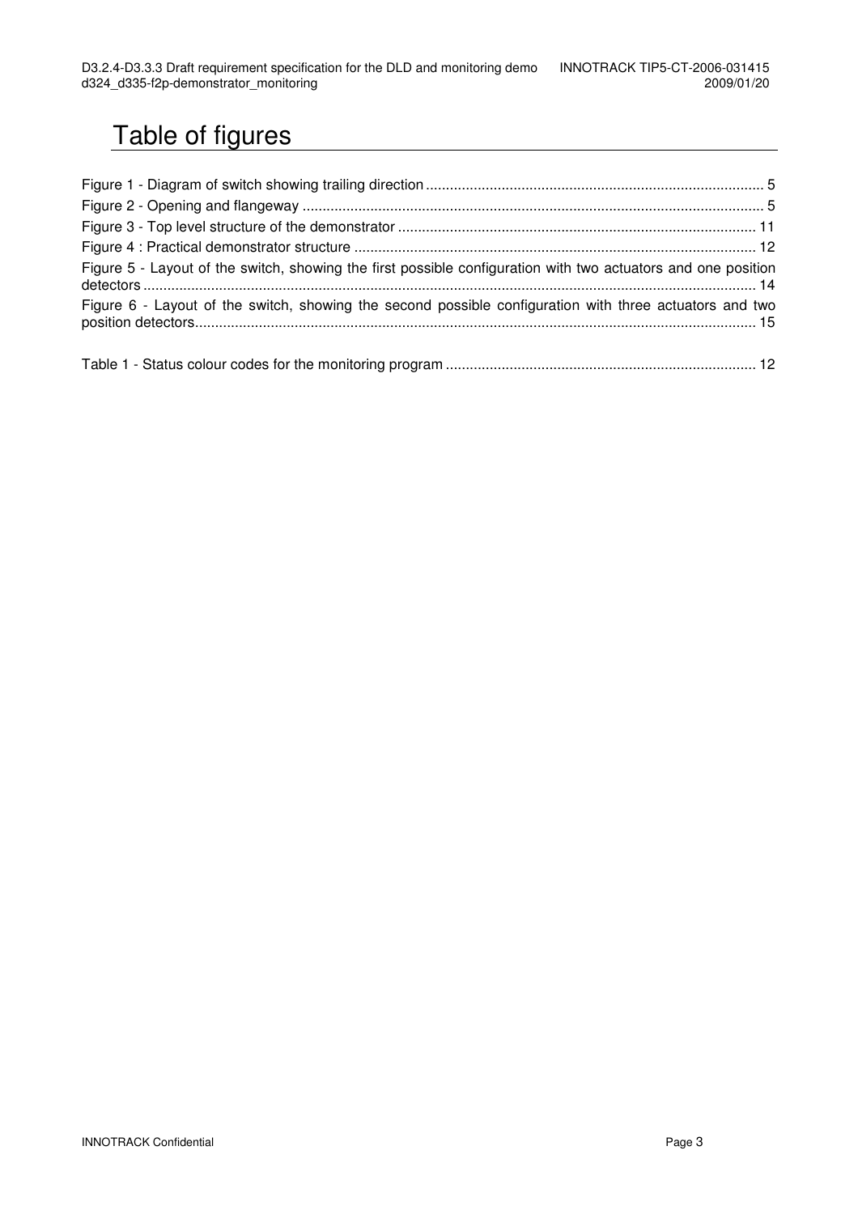# Table of figures

Figure 1 - Diagram of switch showing trailing direction .................................................................................... 5
Figure 2 - Opening and flangeway .................................................................................................................. 5
Figure 3 - Top level structure of the demonstrator ......................................................................................... 11
Figure 4 : Practical demonstrator structure .................................................................................................... 12
Figure 5 - Layout of the switch, showing the first possible configuration with two actuators and one position detectors ........................................................................................................................................................ 14
Figure 6 - Layout of the switch, showing the second possible configuration with three actuators and two position detectors........................................................................................................................................... 15

Table 1 - Status colour codes for the monitoring program ............................................................................. 12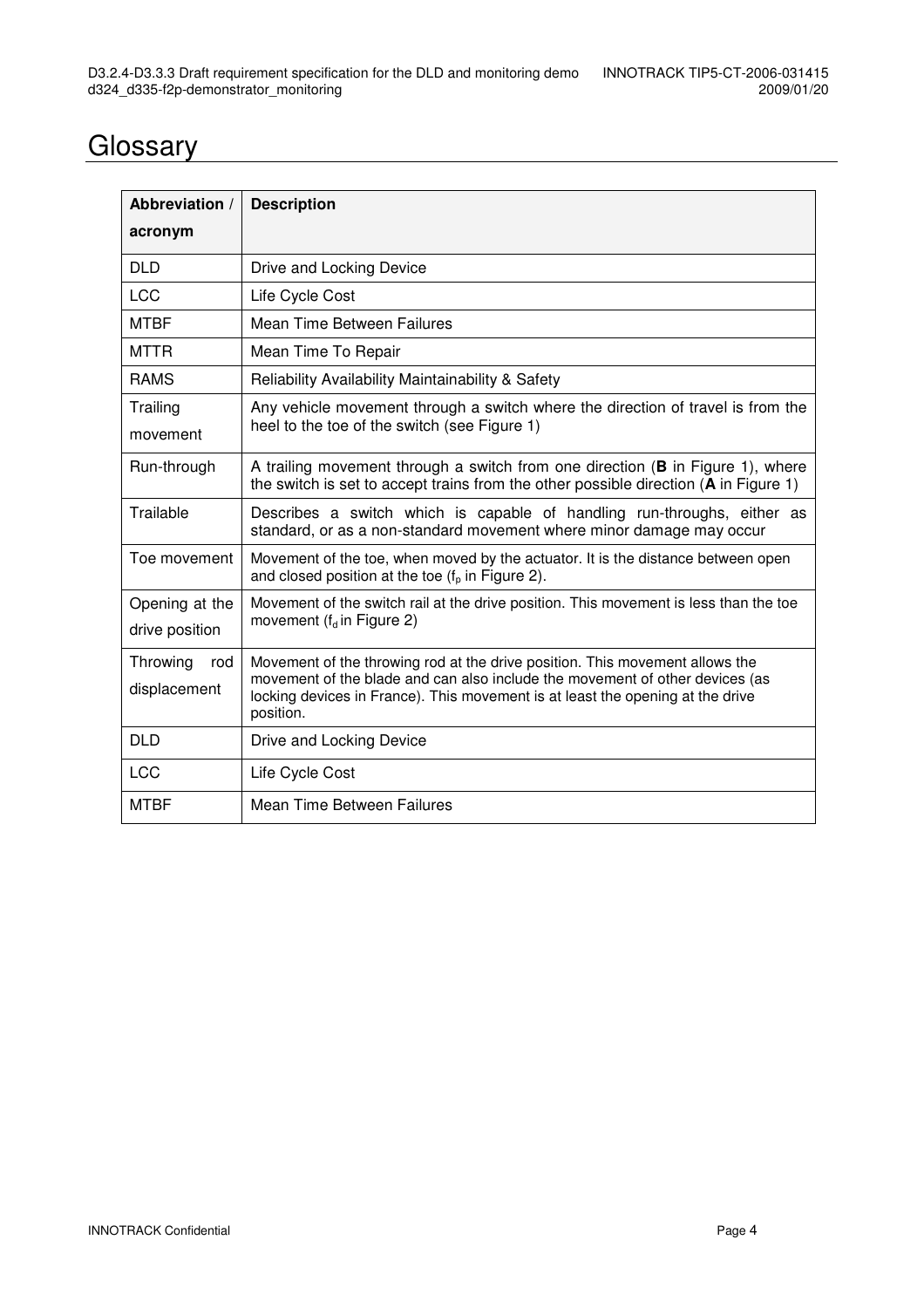# Glossary

| Abbreviation / acronym | Description |
|---|---|
| DLD | Drive and Locking Device |
| LCC | Life Cycle Cost |
| MTBF | Mean Time Between Failures |
| MTTR | Mean Time To Repair |
| RAMS | Reliability Availability Maintainability & Safety |
| Trailing movement | Any vehicle movement through a switch where the direction of travel is from the heel to the toe of the switch (see Figure 1) |
| Run-through | A trailing movement through a switch from one direction (**B** in Figure 1), where the switch is set to accept trains from the other possible direction (**A** in Figure 1) |
| Trailable | Describes a switch which is capable of handling run-throughs, either as standard, or as a non-standard movement where minor damage may occur |
| Toe movement | Movement of the toe, when moved by the actuator. It is the distance between open and closed position at the toe ($f_p$ in Figure 2). |
| Opening at the drive position | Movement of the switch rail at the drive position. This movement is less than the toe movement ($f_d$ in Figure 2) |
| Throwing rod displacement | Movement of the throwing rod at the drive position. This movement allows the movement of the blade and can also include the movement of other devices (as locking devices in France). This movement is at least the opening at the drive position. |
| DLD | Drive and Locking Device |
| LCC | Life Cycle Cost |
| MTBF | Mean Time Between Failures |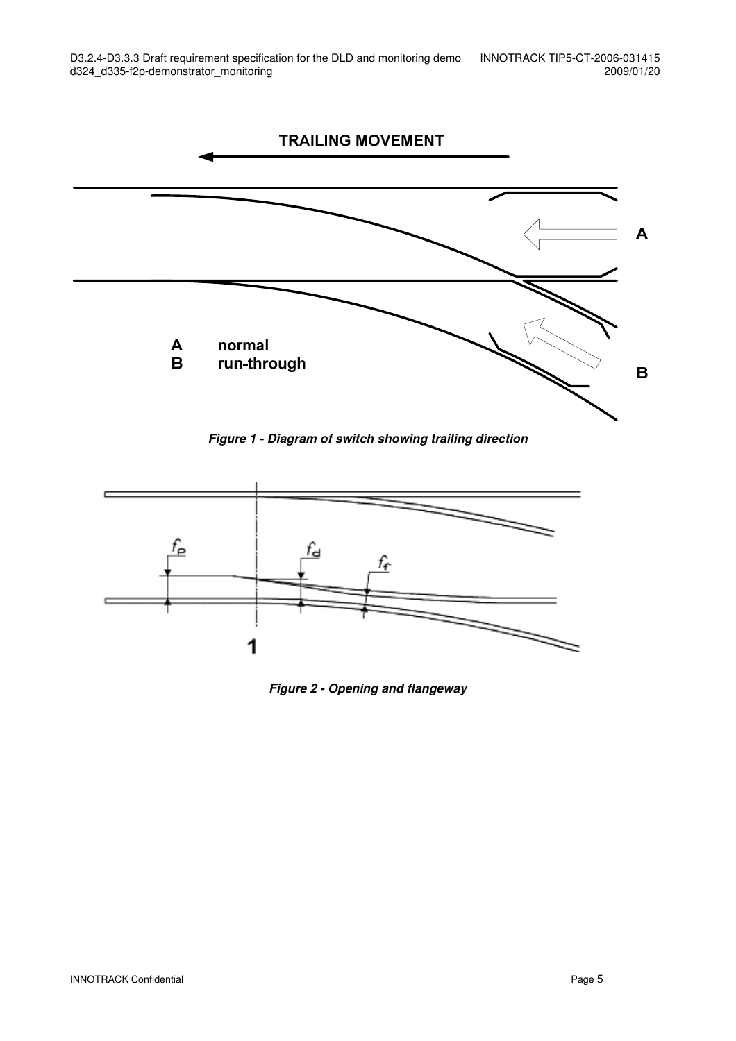TRAILING MOVEMENT

A normal

B run-through

*Figure 1 - Diagram of switch showing trailing direction*

$f_p$ $f_d$ $f_f$

1

*Figure 2 - Opening and flangeway*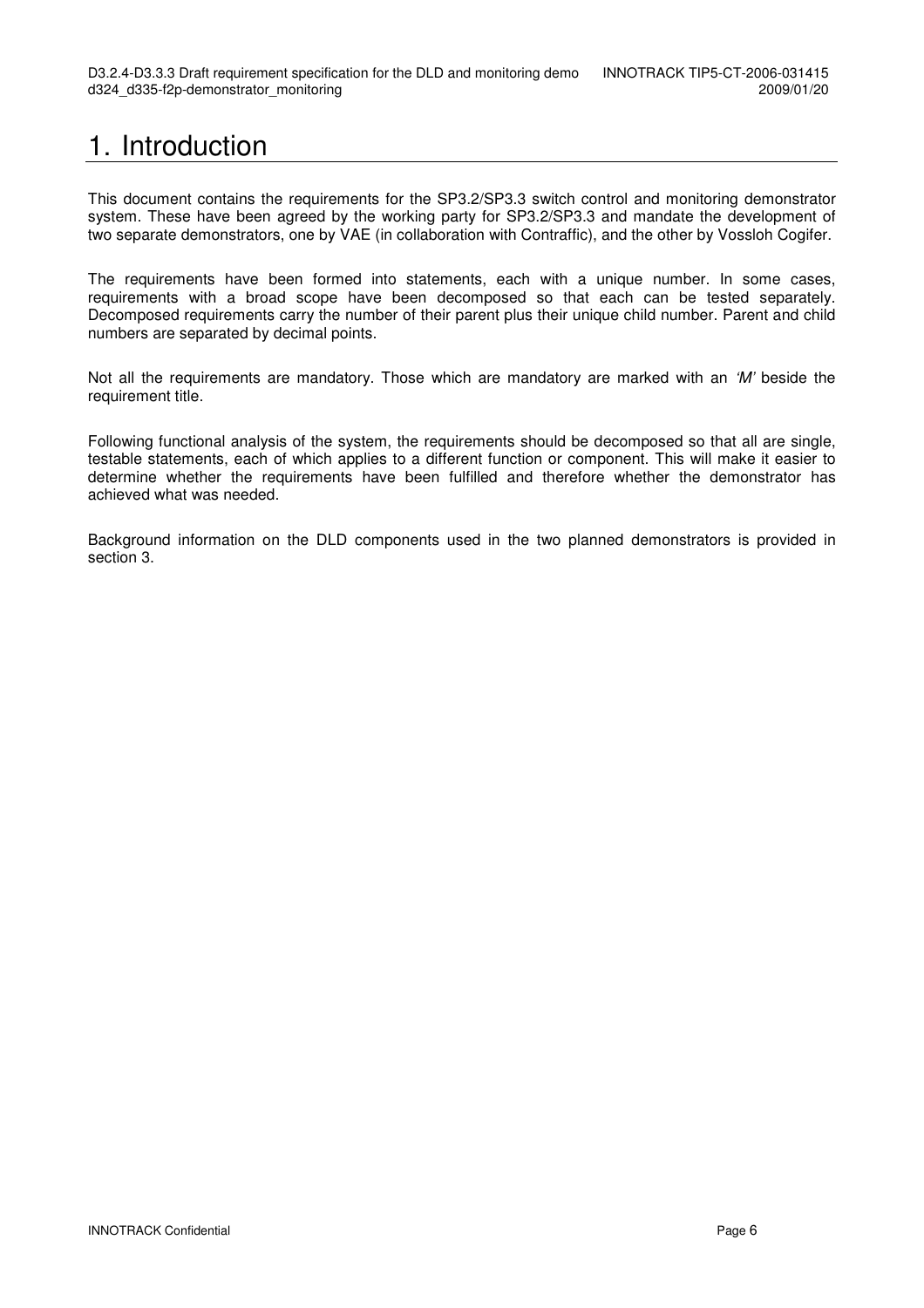# 1. Introduction

This document contains the requirements for the SP3.2/SP3.3 switch control and monitoring demonstrator system. These have been agreed by the working party for SP3.2/SP3.3 and mandate the development of two separate demonstrators, one by VAE (in collaboration with Contraffic), and the other by Vossloh Cogifer.

The requirements have been formed into statements, each with a unique number. In some cases, requirements with a broad scope have been decomposed so that each can be tested separately. Decomposed requirements carry the number of their parent plus their unique child number. Parent and child numbers are separated by decimal points.

Not all the requirements are mandatory. Those which are mandatory are marked with an *'M'* beside the requirement title.

Following functional analysis of the system, the requirements should be decomposed so that all are single, testable statements, each of which applies to a different function or component. This will make it easier to determine whether the requirements have been fulfilled and therefore whether the demonstrator has achieved what was needed.

Background information on the DLD components used in the two planned demonstrators is provided in section 3.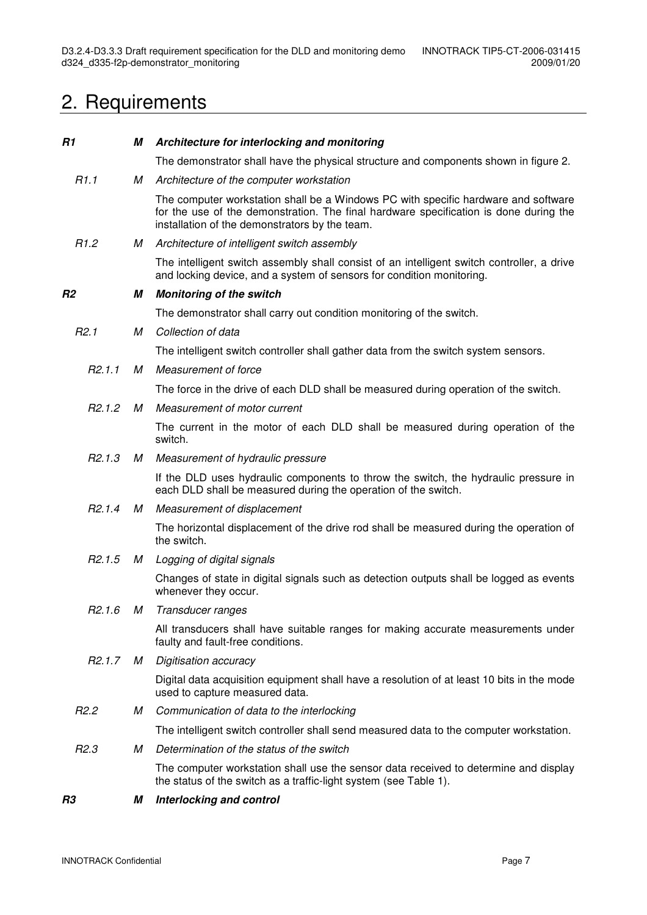# 2. Requirements

***R1*** ***M*** ***Architecture for interlocking and monitoring***

The demonstrator shall have the physical structure and components shown in figure 2.

*R1.1* *M* *Architecture of the computer workstation*

The computer workstation shall be a Windows PC with specific hardware and software for the use of the demonstration. The final hardware specification is done during the installation of the demonstrators by the team.

*R1.2* *M* *Architecture of intelligent switch assembly*

The intelligent switch assembly shall consist of an intelligent switch controller, a drive and locking device, and a system of sensors for condition monitoring.

***R2*** ***M*** ***Monitoring of the switch***

The demonstrator shall carry out condition monitoring of the switch.

*R2.1* *M* *Collection of data*

The intelligent switch controller shall gather data from the switch system sensors.

*R2.1.1* *M* *Measurement of force*

The force in the drive of each DLD shall be measured during operation of the switch.

*R2.1.2* *M* *Measurement of motor current*

The current in the motor of each DLD shall be measured during operation of the switch.

*R2.1.3* *M* *Measurement of hydraulic pressure*

If the DLD uses hydraulic components to throw the switch, the hydraulic pressure in each DLD shall be measured during the operation of the switch.

*R2.1.4* *M* *Measurement of displacement*

The horizontal displacement of the drive rod shall be measured during the operation of the switch.

*R2.1.5* *M* *Logging of digital signals*

Changes of state in digital signals such as detection outputs shall be logged as events whenever they occur.

*R2.1.6* *M* *Transducer ranges*

All transducers shall have suitable ranges for making accurate measurements under faulty and fault-free conditions.

*R2.1.7* *M* *Digitisation accuracy*

Digital data acquisition equipment shall have a resolution of at least 10 bits in the mode used to capture measured data.

*R2.2* *M* *Communication of data to the interlocking*

The intelligent switch controller shall send measured data to the computer workstation.

*R2.3* *M* *Determination of the status of the switch*

The computer workstation shall use the sensor data received to determine and display the status of the switch as a traffic-light system (see Table 1).

***R3*** ***M*** ***Interlocking and control***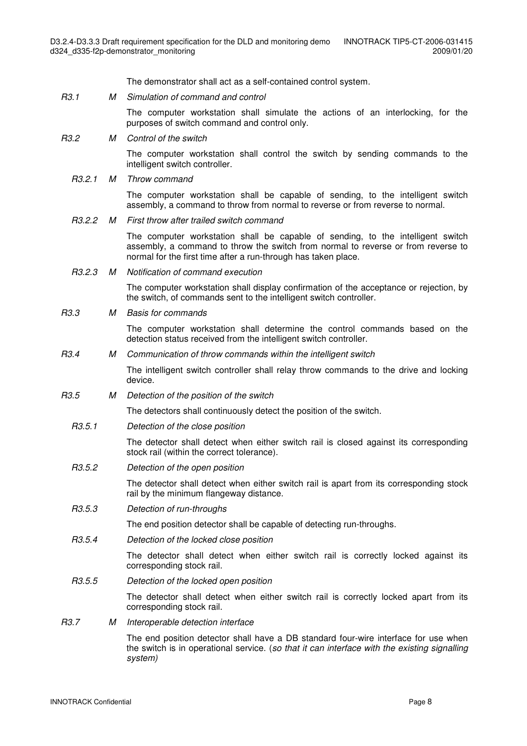The demonstrator shall act as a self-contained control system.

*R3.1* *M* *Simulation of command and control*

The computer workstation shall simulate the actions of an interlocking, for the purposes of switch command and control only.

*R3.2* *M* *Control of the switch*

The computer workstation shall control the switch by sending commands to the intelligent switch controller.

*R3.2.1* *M* *Throw command*

The computer workstation shall be capable of sending, to the intelligent switch assembly, a command to throw from normal to reverse or from reverse to normal.

*R3.2.2* *M* *First throw after trailed switch command*

The computer workstation shall be capable of sending, to the intelligent switch assembly, a command to throw the switch from normal to reverse or from reverse to normal for the first time after a run-through has taken place.

*R3.2.3* *M* *Notification of command execution*

The computer workstation shall display confirmation of the acceptance or rejection, by the switch, of commands sent to the intelligent switch controller.

*R3.3* *M* *Basis for commands*

The computer workstation shall determine the control commands based on the detection status received from the intelligent switch controller.

*R3.4* *M* *Communication of throw commands within the intelligent switch*

The intelligent switch controller shall relay throw commands to the drive and locking device.

*R3.5* *M* *Detection of the position of the switch*

The detectors shall continuously detect the position of the switch.

*R3.5.1* *Detection of the close position*

The detector shall detect when either switch rail is closed against its corresponding stock rail (within the correct tolerance).

*R3.5.2* *Detection of the open position*

The detector shall detect when either switch rail is apart from its corresponding stock rail by the minimum flangeway distance.

*R3.5.3* *Detection of run-throughs*

The end position detector shall be capable of detecting run-throughs.

*R3.5.4* *Detection of the locked close position*

The detector shall detect when either switch rail is correctly locked against its corresponding stock rail.

*R3.5.5* *Detection of the locked open position*

The detector shall detect when either switch rail is correctly locked apart from its corresponding stock rail.

*R3.7* *M* *Interoperable detection interface*

The end position detector shall have a DB standard four-wire interface for use when the switch is in operational service. (*so that it can interface with the existing signalling system)*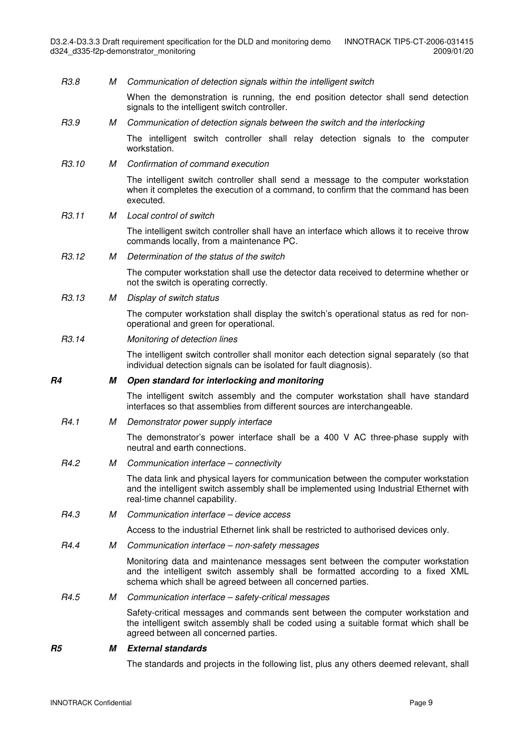*R3.8* *M* *Communication of detection signals within the intelligent switch*

When the demonstration is running, the end position detector shall send detection signals to the intelligent switch controller.

*R3.9* *M* *Communication of detection signals between the switch and the interlocking*

The intelligent switch controller shall relay detection signals to the computer workstation.

*R3.10* *M* *Confirmation of command execution*

The intelligent switch controller shall send a message to the computer workstation when it completes the execution of a command, to confirm that the command has been executed.

*R3.11* *M* *Local control of switch*

The intelligent switch controller shall have an interface which allows it to receive throw commands locally, from a maintenance PC.

*R3.12* *M* *Determination of the status of the switch*

The computer workstation shall use the detector data received to determine whether or not the switch is operating correctly.

*R3.13* *M* *Display of switch status*

The computer workstation shall display the switch's operational status as red for non-operational and green for operational.

*R3.14* *Monitoring of detection lines*

The intelligent switch controller shall monitor each detection signal separately (so that individual detection signals can be isolated for fault diagnosis).

***R4*** ***M*** ***Open standard for interlocking and monitoring***

The intelligent switch assembly and the computer workstation shall have standard interfaces so that assemblies from different sources are interchangeable.

*R4.1* *M* *Demonstrator power supply interface*

The demonstrator's power interface shall be a 400 V AC three-phase supply with neutral and earth connections.

*R4.2* *M* *Communication interface – connectivity*

The data link and physical layers for communication between the computer workstation and the intelligent switch assembly shall be implemented using Industrial Ethernet with real-time channel capability.

*R4.3* *M* *Communication interface – device access*

Access to the industrial Ethernet link shall be restricted to authorised devices only.

*R4.4* *M* *Communication interface – non-safety messages*

Monitoring data and maintenance messages sent between the computer workstation and the intelligent switch assembly shall be formatted according to a fixed XML schema which shall be agreed between all concerned parties.

*R4.5* *M* *Communication interface – safety-critical messages*

Safety-critical messages and commands sent between the computer workstation and the intelligent switch assembly shall be coded using a suitable format which shall be agreed between all concerned parties.

***R5*** ***M*** ***External standards***

The standards and projects in the following list, plus any others deemed relevant, shall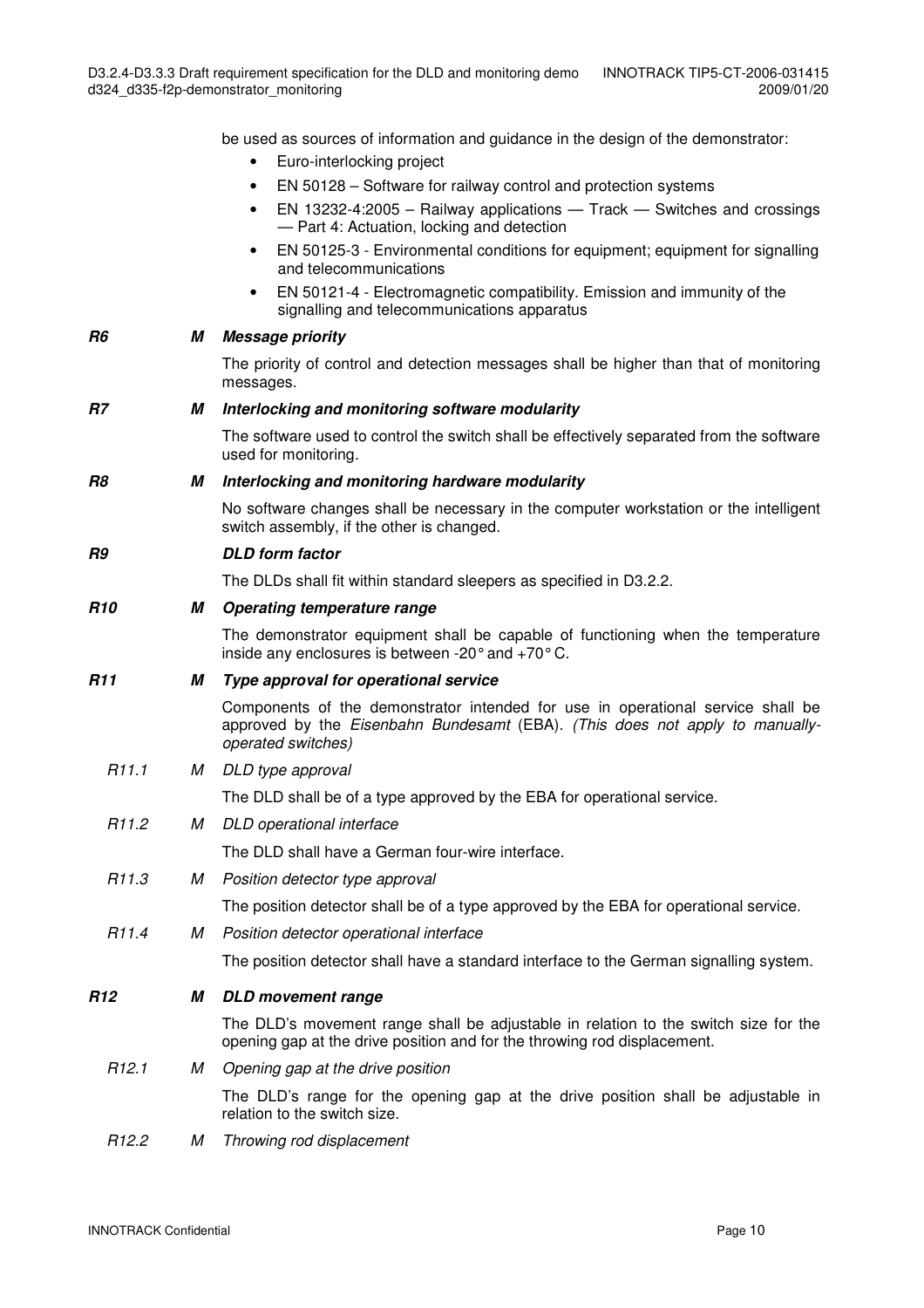be used as sources of information and guidance in the design of the demonstrator:

- Euro-interlocking project
- EN 50128 – Software for railway control and protection systems
- EN 13232-4:2005 – Railway applications — Track — Switches and crossings — Part 4: Actuation, locking and detection
- EN 50125-3 - Environmental conditions for equipment; equipment for signalling and telecommunications
- EN 50121-4 - Electromagnetic compatibility. Emission and immunity of the signalling and telecommunications apparatus

***R6*** **M** ***Message priority***

The priority of control and detection messages shall be higher than that of monitoring messages.

***R7*** **M** ***Interlocking and monitoring software modularity***

The software used to control the switch shall be effectively separated from the software used for monitoring.

***R8*** **M** ***Interlocking and monitoring hardware modularity***

No software changes shall be necessary in the computer workstation or the intelligent switch assembly, if the other is changed.

***R9*** ***DLD form factor***

The DLDs shall fit within standard sleepers as specified in D3.2.2.

***R10*** **M** ***Operating temperature range***

The demonstrator equipment shall be capable of functioning when the temperature inside any enclosures is between -20° and +70° C.

***R11*** **M** ***Type approval for operational service***

Components of the demonstrator intended for use in operational service shall be approved by the *Eisenbahn Bundesamt* (EBA). *(This does not apply to manually-operated switches)*

*R11.1* *M* *DLD type approval*

The DLD shall be of a type approved by the EBA for operational service.

*R11.2* *M* *DLD operational interface*

The DLD shall have a German four-wire interface.

*R11.3* *M* *Position detector type approval*

The position detector shall be of a type approved by the EBA for operational service.

*R11.4* *M* *Position detector operational interface*

The position detector shall have a standard interface to the German signalling system.

***R12*** **M** ***DLD movement range***

The DLD's movement range shall be adjustable in relation to the switch size for the opening gap at the drive position and for the throwing rod displacement.

*R12.1* *M* *Opening gap at the drive position*

The DLD's range for the opening gap at the drive position shall be adjustable in relation to the switch size.

*R12.2* *M* *Throwing rod displacement*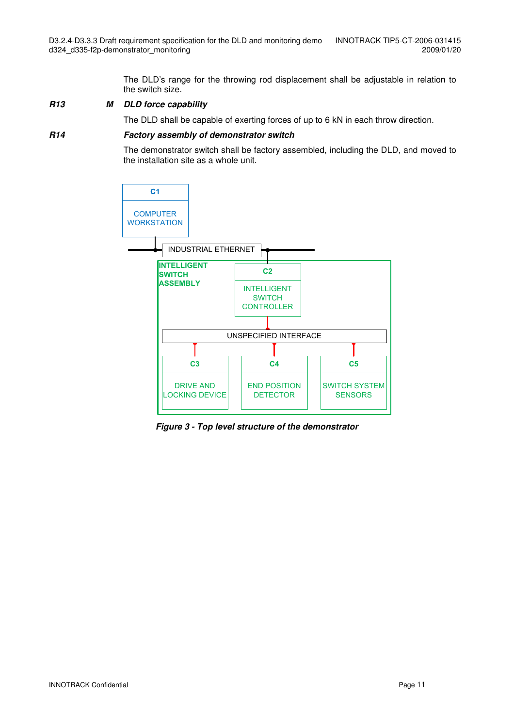The DLD's range for the throwing rod displacement shall be adjustable in relation to the switch size.

**R13** **M** ***DLD force capability***

The DLD shall be capable of exerting forces of up to 6 kN in each throw direction.

**R14** ***Factory assembly of demonstrator switch***

The demonstrator switch shall be factory assembled, including the DLD, and moved to the installation site as a whole unit.

C1
COMPUTER WORKSTATION

INDUSTRIAL ETHERNET

INTELLIGENT SWITCH ASSEMBLY

C2
INTELLIGENT SWITCH CONTROLLER

UNSPECIFIED INTERFACE

C3
DRIVE AND LOCKING DEVICE

C4
END POSITION DETECTOR

C5
SWITCH SYSTEM SENSORS

***Figure 3 - Top level structure of the demonstrator***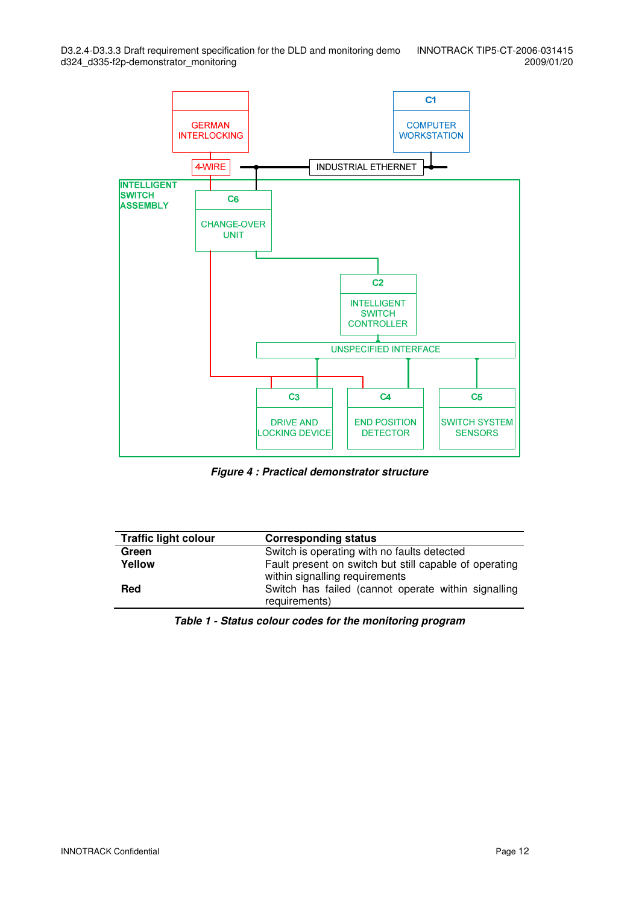GERMAN INTERLOCKING

C1
COMPUTER WORKSTATION

4-WIRE

INDUSTRIAL ETHERNET

INTELLIGENT SWITCH ASSEMBLY

C6
CHANGE-OVER UNIT

C2
INTELLIGENT SWITCH CONTROLLER

UNSPECIFIED INTERFACE

C3
DRIVE AND LOCKING DEVICE

C4
END POSITION DETECTOR

C5
SWITCH SYSTEM SENSORS

***Figure 4 : Practical demonstrator structure***

| Traffic light colour | Corresponding status |
|---|---|
| **Green** | Switch is operating with no faults detected |
| **Yellow** | Fault present on switch but still capable of operating within signalling requirements |
| **Red** | Switch has failed (cannot operate within signalling requirements) |

***Table 1 - Status colour codes for the monitoring program***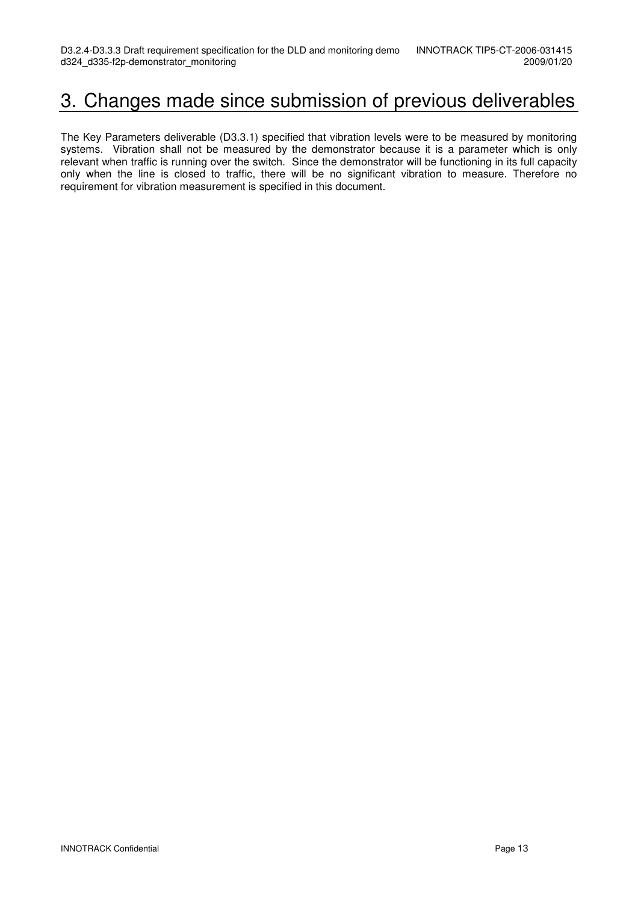# 3. Changes made since submission of previous deliverables

The Key Parameters deliverable (D3.3.1) specified that vibration levels were to be measured by monitoring systems. Vibration shall not be measured by the demonstrator because it is a parameter which is only relevant when traffic is running over the switch. Since the demonstrator will be functioning in its full capacity only when the line is closed to traffic, there will be no significant vibration to measure. Therefore no requirement for vibration measurement is specified in this document.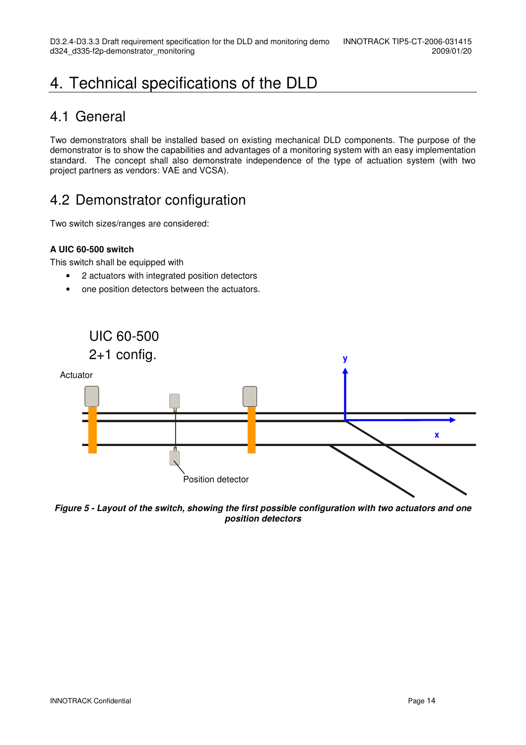// Headers, footers, and the page number are omitted per the running-header rules; no image IDs were provided, so the figure's label text is left out and only its caption is kept.
# 4. Technical specifications of the DLD

## 4.1 General

Two demonstrators shall be installed based on existing mechanical DLD components. The purpose of the demonstrator is to show the capabilities and advantages of a monitoring system with an easy implementation standard. The concept shall also demonstrate independence of the type of actuation system (with two project partners as vendors: VAE and VCSA).

## 4.2 Demonstrator configuration

Two switch sizes/ranges are considered:

**A UIC 60-500 switch**

This switch shall be equipped with

- 2 actuators with integrated position detectors
- one position detectors between the actuators.

***Figure 5 - Layout of the switch, showing the first possible configuration with two actuators and one position detectors***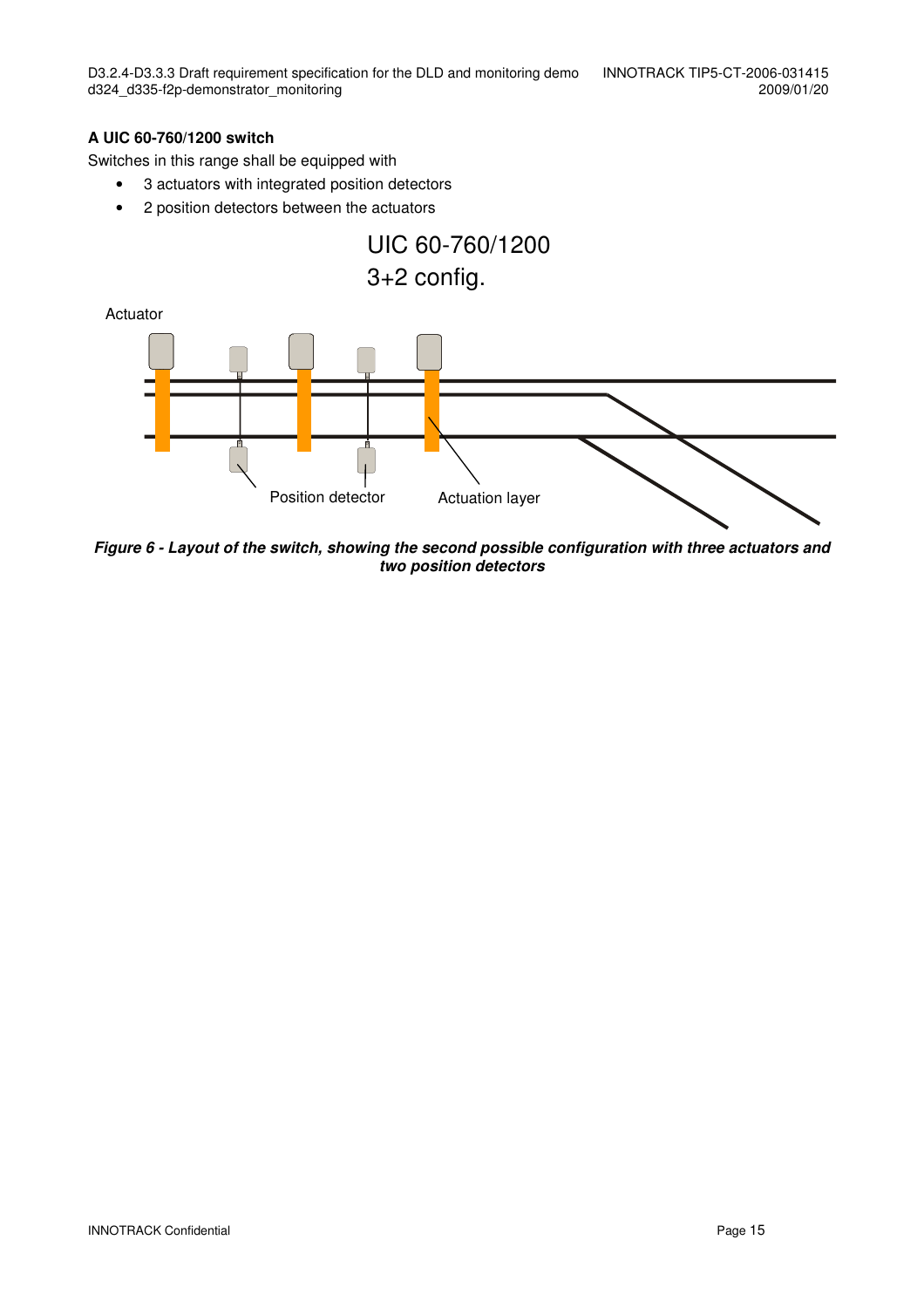**A UIC 60-760/1200 switch**

Switches in this range shall be equipped with

- 3 actuators with integrated position detectors
- 2 position detectors between the actuators

UIC 60-760/1200
3+2 config.

Actuator

Position detector

Actuation layer

***Figure 6 - Layout of the switch, showing the second possible configuration with three actuators and two position detectors***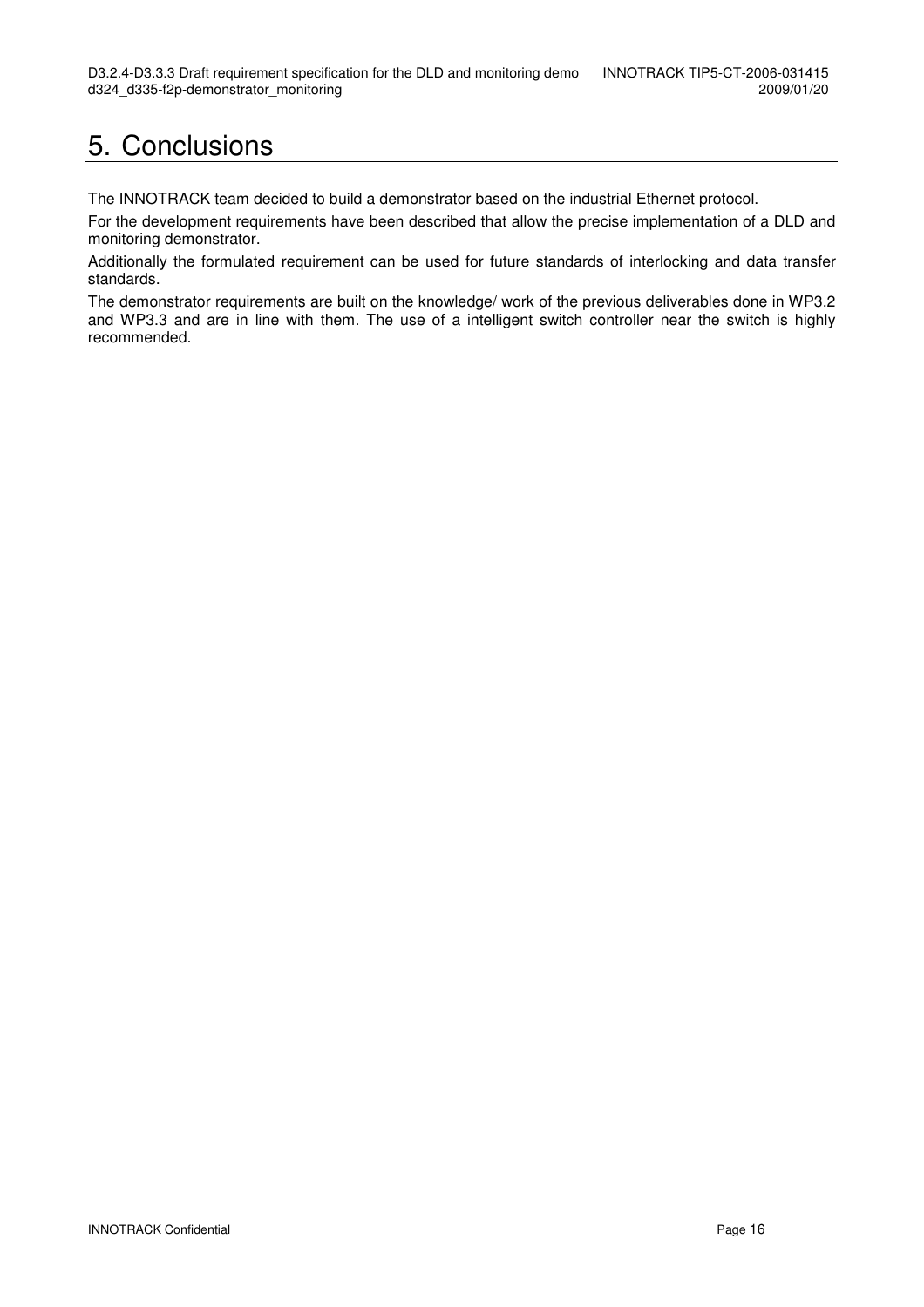# 5. Conclusions

The INNOTRACK team decided to build a demonstrator based on the industrial Ethernet protocol.

For the development requirements have been described that allow the precise implementation of a DLD and monitoring demonstrator.

Additionally the formulated requirement can be used for future standards of interlocking and data transfer standards.

The demonstrator requirements are built on the knowledge/ work of the previous deliverables done in WP3.2 and WP3.3 and are in line with them. The use of a intelligent switch controller near the switch is highly recommended.